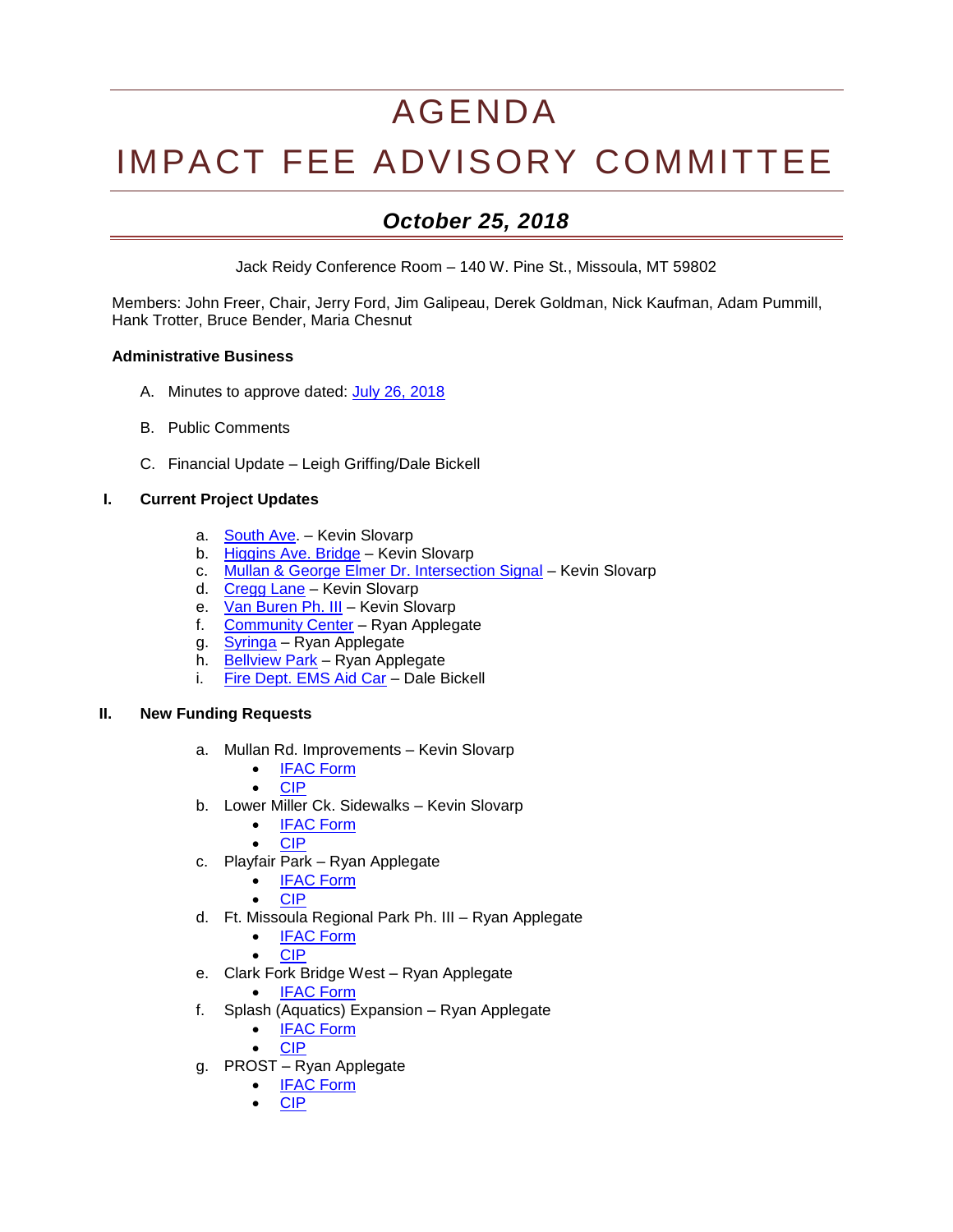# AGENDA

# IMPACT FEE ADVISORY COMMITTEE

## *October 25, 2018*

Jack Reidy Conference Room – 140 W. Pine St., Missoula, MT 59802

Members: John Freer, Chair, Jerry Ford, Jim Galipeau, Derek Goldman, Nick Kaufman, Adam Pummill, Hank Trotter, Bruce Bender, Maria Chesnut

**Administrative Business**

A. Minutes to approve dated: July 26, 2018

B. Public Comments

C. Financial Update – Leigh Griffing/Dale Bickell

**I. Current Project Updates**

a. South Ave. – Kevin Slovarp
b. Higgins Ave. Bridge – Kevin Slovarp
c. Mullan & George Elmer Dr. Intersection Signal – Kevin Slovarp
d. Cregg Lane – Kevin Slovarp
e. Van Buren Ph. III – Kevin Slovarp
f. Community Center – Ryan Applegate
g. Syringa – Ryan Applegate
h. Bellview Park – Ryan Applegate
i. Fire Dept. EMS Aid Car – Dale Bickell

**II. New Funding Requests**

a. Mullan Rd. Improvements – Kevin Slovarp
   - IFAC Form
   - CIP

b. Lower Miller Ck. Sidewalks – Kevin Slovarp
   - IFAC Form
   - CIP

c. Playfair Park – Ryan Applegate
   - IFAC Form
   - CIP

d. Ft. Missoula Regional Park Ph. III – Ryan Applegate
   - IFAC Form
   - CIP

e. Clark Fork Bridge West – Ryan Applegate
   - IFAC Form

f. Splash (Aquatics) Expansion – Ryan Applegate
   - IFAC Form
   - CIP

g. PROST – Ryan Applegate
   - IFAC Form
   - CIP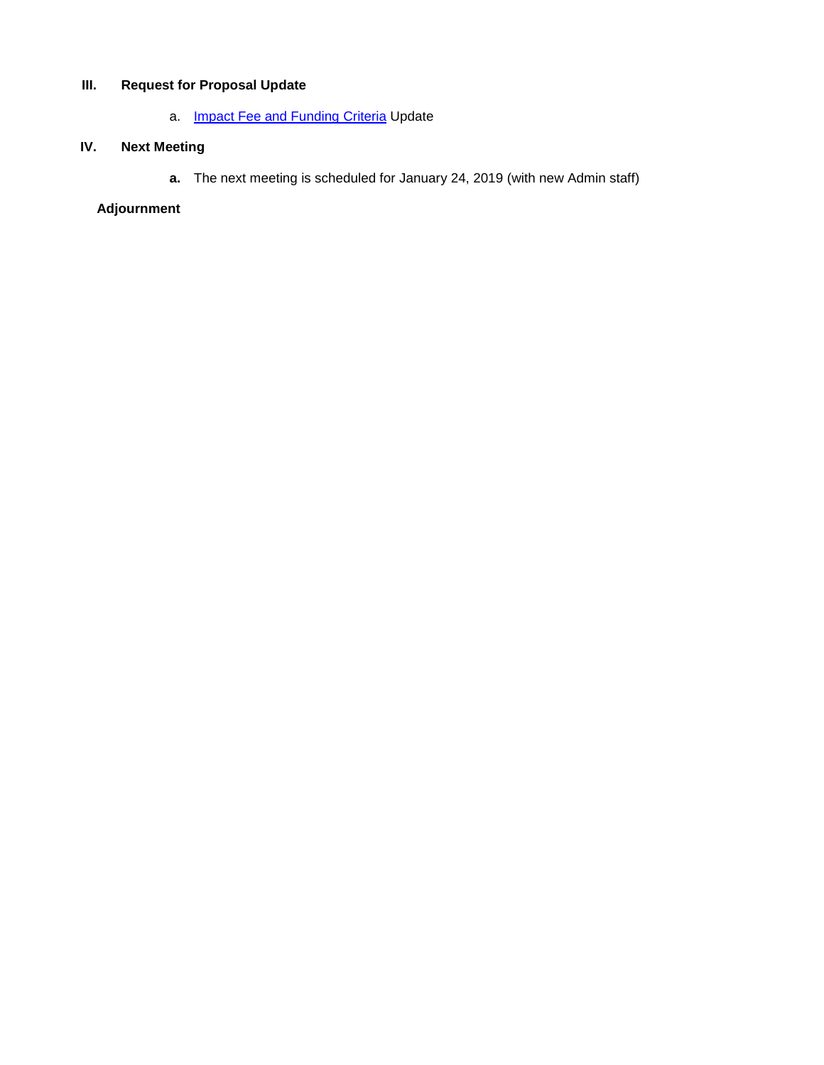**III. Request for Proposal Update**

a. Impact Fee and Funding Criteria Update

**IV. Next Meeting**

**a.** The next meeting is scheduled for January 24, 2019 (with new Admin staff)

**Adjournment**